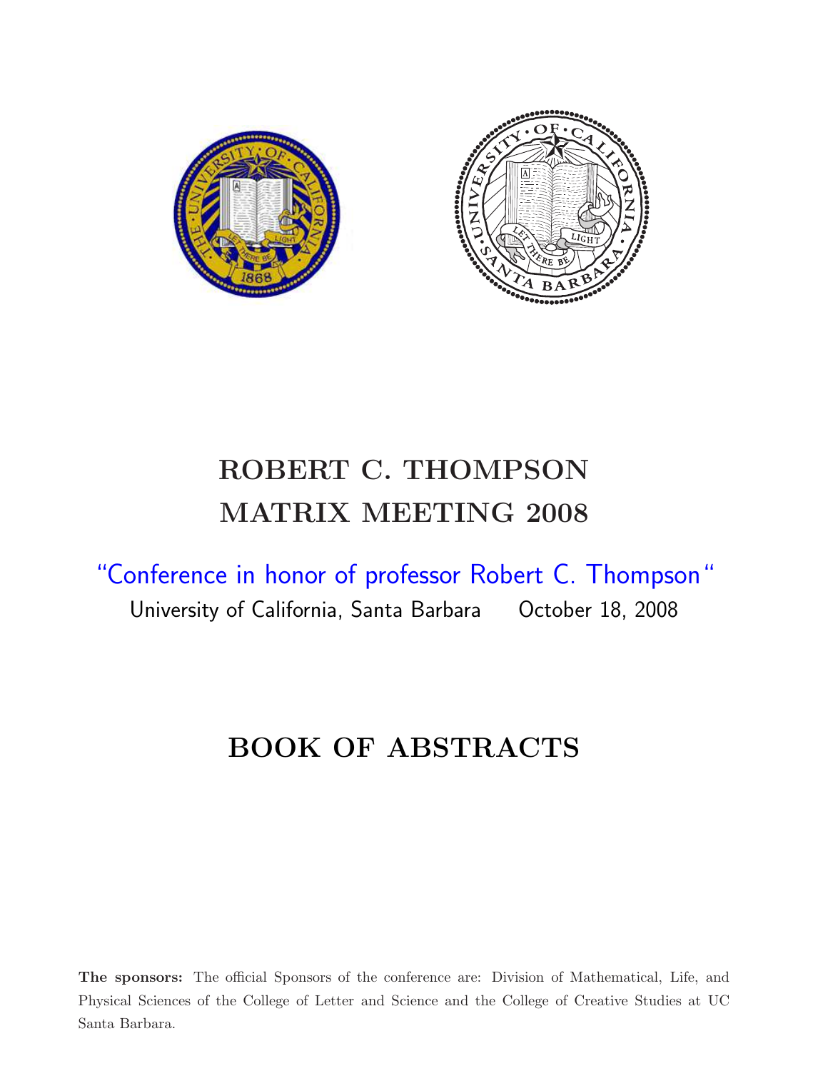# ROBERT C. THOMPSON MATRIX MEETING 2008

"Conference in honor of professor Robert C. Thompson"

University of California, Santa Barbara October 18, 2008

# BOOK OF ABSTRACTS

**The sponsors:** The official Sponsors of the conference are: Division of Mathematical, Life, and Physical Sciences of the College of Letter and Science and the College of Creative Studies at UC Santa Barbara.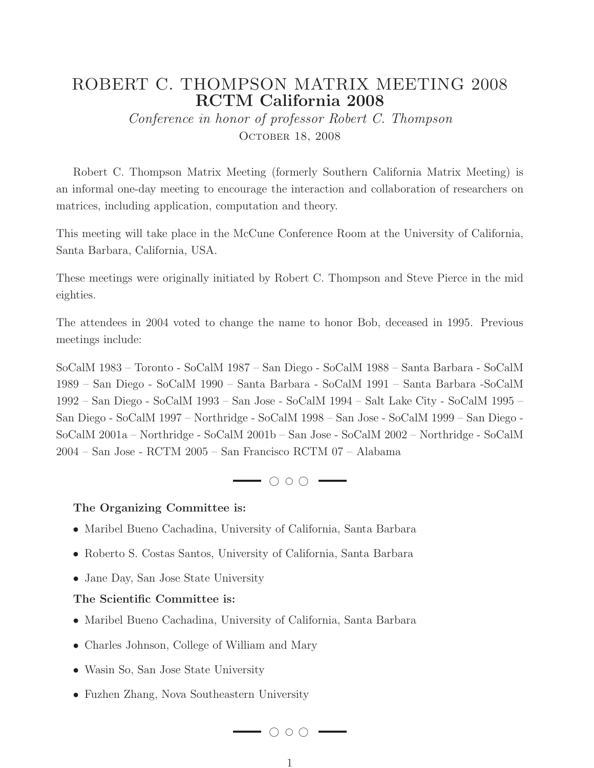# ROBERT C. THOMPSON MATRIX MEETING 2008
## RCTM California 2008

*Conference in honor of professor Robert C. Thompson*

October 18, 2008

Robert C. Thompson Matrix Meeting (formerly Southern California Matrix Meeting) is an informal one-day meeting to encourage the interaction and collaboration of researchers on matrices, including application, computation and theory.

This meeting will take place in the McCune Conference Room at the University of California, Santa Barbara, California, USA.

These meetings were originally initiated by Robert C. Thompson and Steve Pierce in the mid eighties.

The attendees in 2004 voted to change the name to honor Bob, deceased in 1995. Previous meetings include:

SoCalM 1983 – Toronto - SoCalM 1987 – San Diego - SoCalM 1988 – Santa Barbara - SoCalM 1989 – San Diego - SoCalM 1990 – Santa Barbara - SoCalM 1991 – Santa Barbara -SoCalM 1992 – San Diego - SoCalM 1993 – San Jose - SoCalM 1994 – Salt Lake City - SoCalM 1995 – San Diego - SoCalM 1997 – Northridge - SoCalM 1998 – San Jose - SoCalM 1999 – San Diego - SoCalM 2001a – Northridge - SoCalM 2001b – San Jose - SoCalM 2002 – Northridge - SoCalM 2004 – San Jose - RCTM 2005 – San Francisco RCTM 07 – Alabama

**The Organizing Committee is:**

- Maribel Bueno Cachadina, University of California, Santa Barbara
- Roberto S. Costas Santos, University of California, Santa Barbara
- Jane Day, San Jose State University

**The Scientific Committee is:**

- Maribel Bueno Cachadina, University of California, Santa Barbara
- Charles Johnson, College of William and Mary
- Wasin So, San Jose State University
- Fuzhen Zhang, Nova Southeastern University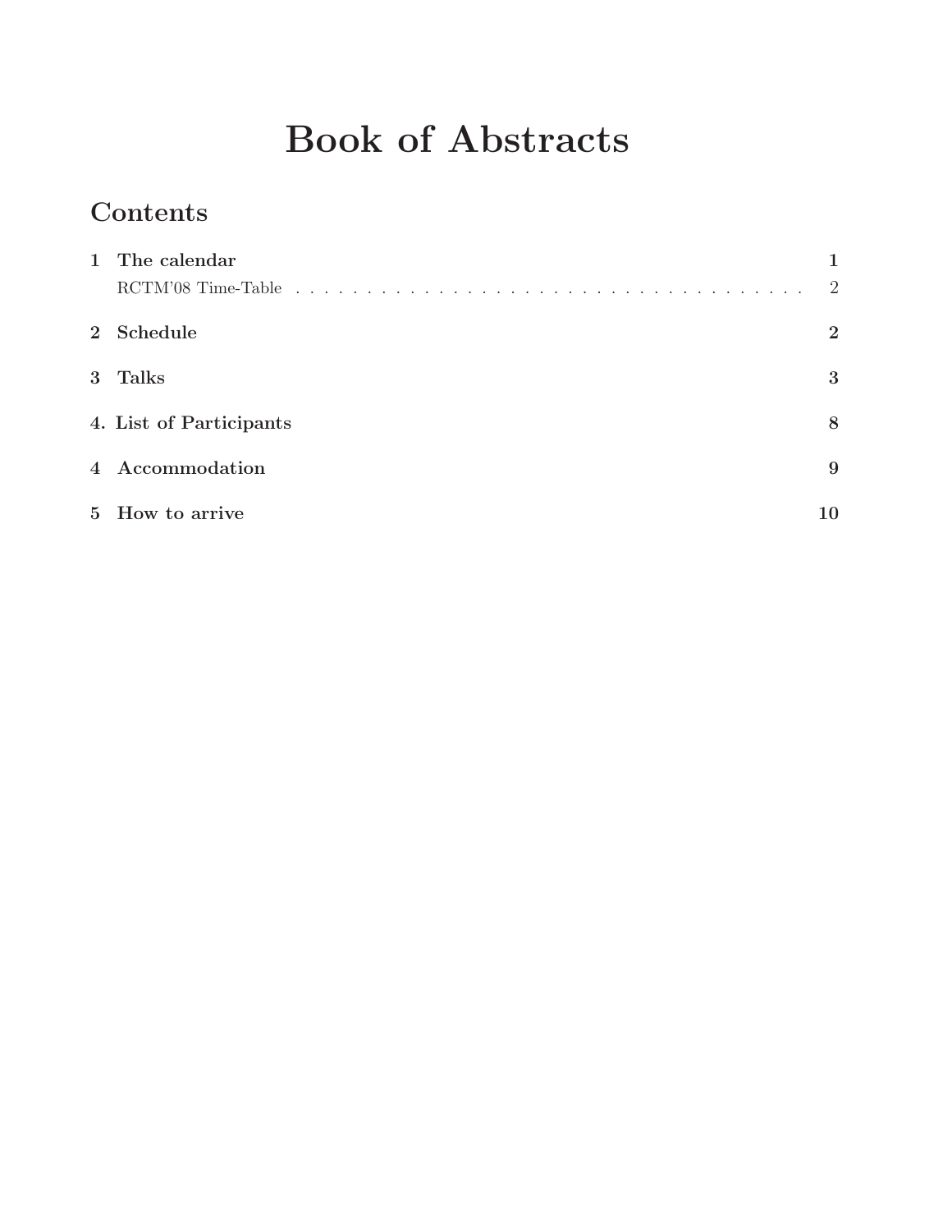# Book of Abstracts

## Contents

| | | |
|---|---|---|
| **1** | **The calendar** | **1** |
| | RCTM'08 Time-Table | 2 |
| **2** | **Schedule** | **2** |
| **3** | **Talks** | **3** |
| **4.** | **List of Participants** | **8** |
| **4** | **Accommodation** | **9** |
| **5** | **How to arrive** | **10** |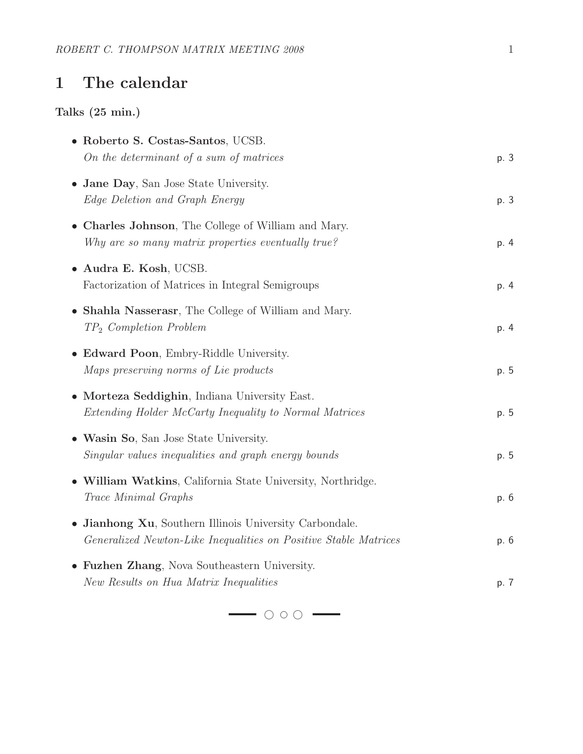# 1 The calendar

**Talks (25 min.)**

- **Roberto S. Costas-Santos**, UCSB.
  *On the determinant of a sum of matrices* p. 3

- **Jane Day**, San Jose State University.
  *Edge Deletion and Graph Energy* p. 3

- **Charles Johnson**, The College of William and Mary.
  *Why are so many matrix properties eventually true?* p. 4

- **Audra E. Kosh**, UCSB.
  Factorization of Matrices in Integral Semigroups p. 4

- **Shahla Nasserasr**, The College of William and Mary.
  *$TP_2$ Completion Problem* p. 4

- **Edward Poon**, Embry-Riddle University.
  *Maps preserving norms of Lie products* p. 5

- **Morteza Seddighin**, Indiana University East.
  *Extending Holder McCarty Inequality to Normal Matrices* p. 5

- **Wasin So**, San Jose State University.
  *Singular values inequalities and graph energy bounds* p. 5

- **William Watkins**, California State University, Northridge.
  *Trace Minimal Graphs* p. 6

- **Jianhong Xu**, Southern Illinois University Carbondale.
  *Generalized Newton-Like Inequalities on Positive Stable Matrices* p. 6

- **Fuzhen Zhang**, Nova Southeastern University.
  *New Results on Hua Matrix Inequalities* p. 7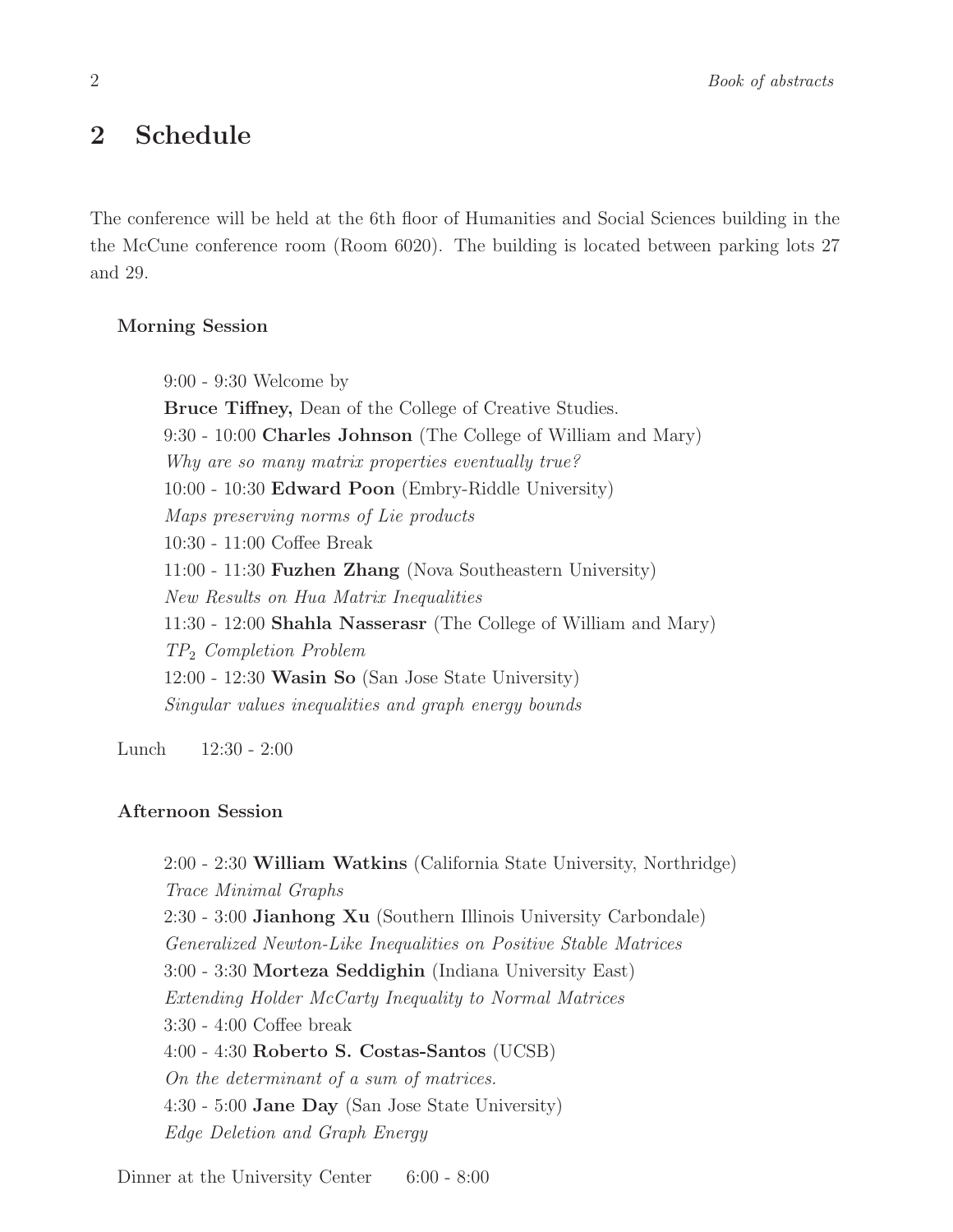## 2 Schedule

The conference will be held at the 6th floor of Humanities and Social Sciences building in the the McCune conference room (Room 6020). The building is located between parking lots 27 and 29.

**Morning Session**

9:00 - 9:30 Welcome by
**Bruce Tiffney,** Dean of the College of Creative Studies.
9:30 - 10:00 **Charles Johnson** (The College of William and Mary)
*Why are so many matrix properties eventually true?*
10:00 - 10:30 **Edward Poon** (Embry-Riddle University)
*Maps preserving norms of Lie products*
10:30 - 11:00 Coffee Break
11:00 - 11:30 **Fuzhen Zhang** (Nova Southeastern University)
*New Results on Hua Matrix Inequalities*
11:30 - 12:00 **Shahla Nasserasr** (The College of William and Mary)
*$TP_2$ Completion Problem*
12:00 - 12:30 **Wasin So** (San Jose State University)
*Singular values inequalities and graph energy bounds*

Lunch 12:30 - 2:00

**Afternoon Session**

2:00 - 2:30 **William Watkins** (California State University, Northridge)
*Trace Minimal Graphs*
2:30 - 3:00 **Jianhong Xu** (Southern Illinois University Carbondale)
*Generalized Newton-Like Inequalities on Positive Stable Matrices*
3:00 - 3:30 **Morteza Seddighin** (Indiana University East)
*Extending Holder McCarty Inequality to Normal Matrices*
3:30 - 4:00 Coffee break
4:00 - 4:30 **Roberto S. Costas-Santos** (UCSB)
*On the determinant of a sum of matrices.*
4:30 - 5:00 **Jane Day** (San Jose State University)
*Edge Deletion and Graph Energy*

Dinner at the University Center 6:00 - 8:00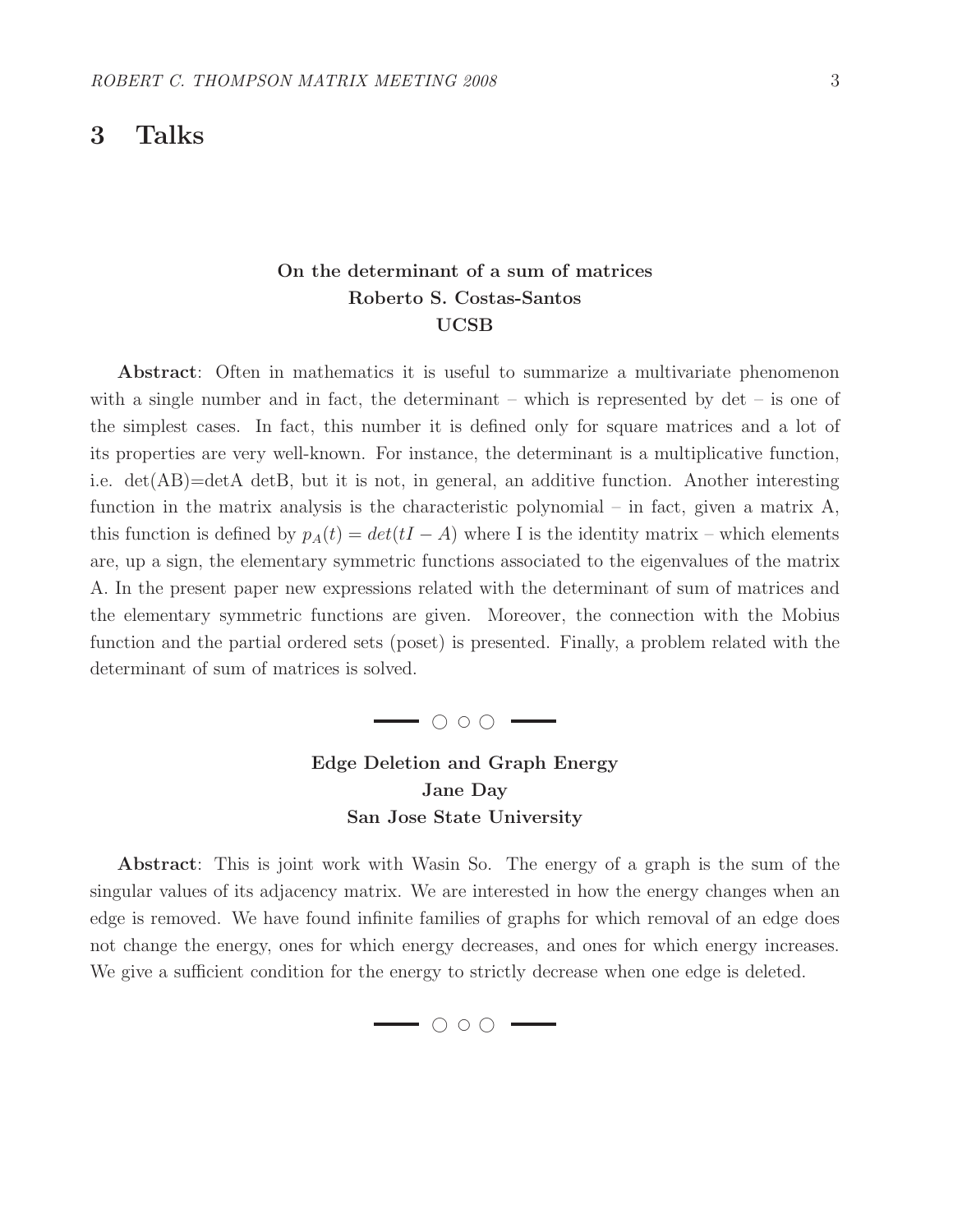## 3 Talks

**On the determinant of a sum of matrices**
**Roberto S. Costas-Santos**
**UCSB**

**Abstract**: Often in mathematics it is useful to summarize a multivariate phenomenon with a single number and in fact, the determinant – which is represented by det – is one of the simplest cases. In fact, this number it is defined only for square matrices and a lot of its properties are very well-known. For instance, the determinant is a multiplicative function, i.e. det(AB)=detA detB, but it is not, in general, an additive function. Another interesting function in the matrix analysis is the characteristic polynomial – in fact, given a matrix A, this function is defined by $p_A(t) = det(tI - A)$ where I is the identity matrix – which elements are, up a sign, the elementary symmetric functions associated to the eigenvalues of the matrix A. In the present paper new expressions related with the determinant of sum of matrices and the elementary symmetric functions are given. Moreover, the connection with the Mobius function and the partial ordered sets (poset) is presented. Finally, a problem related with the determinant of sum of matrices is solved.

— ○○○ —

**Edge Deletion and Graph Energy**
**Jane Day**
**San Jose State University**

**Abstract**: This is joint work with Wasin So. The energy of a graph is the sum of the singular values of its adjacency matrix. We are interested in how the energy changes when an edge is removed. We have found infinite families of graphs for which removal of an edge does not change the energy, ones for which energy decreases, and ones for which energy increases. We give a sufficient condition for the energy to strictly decrease when one edge is deleted.

— ○○○ —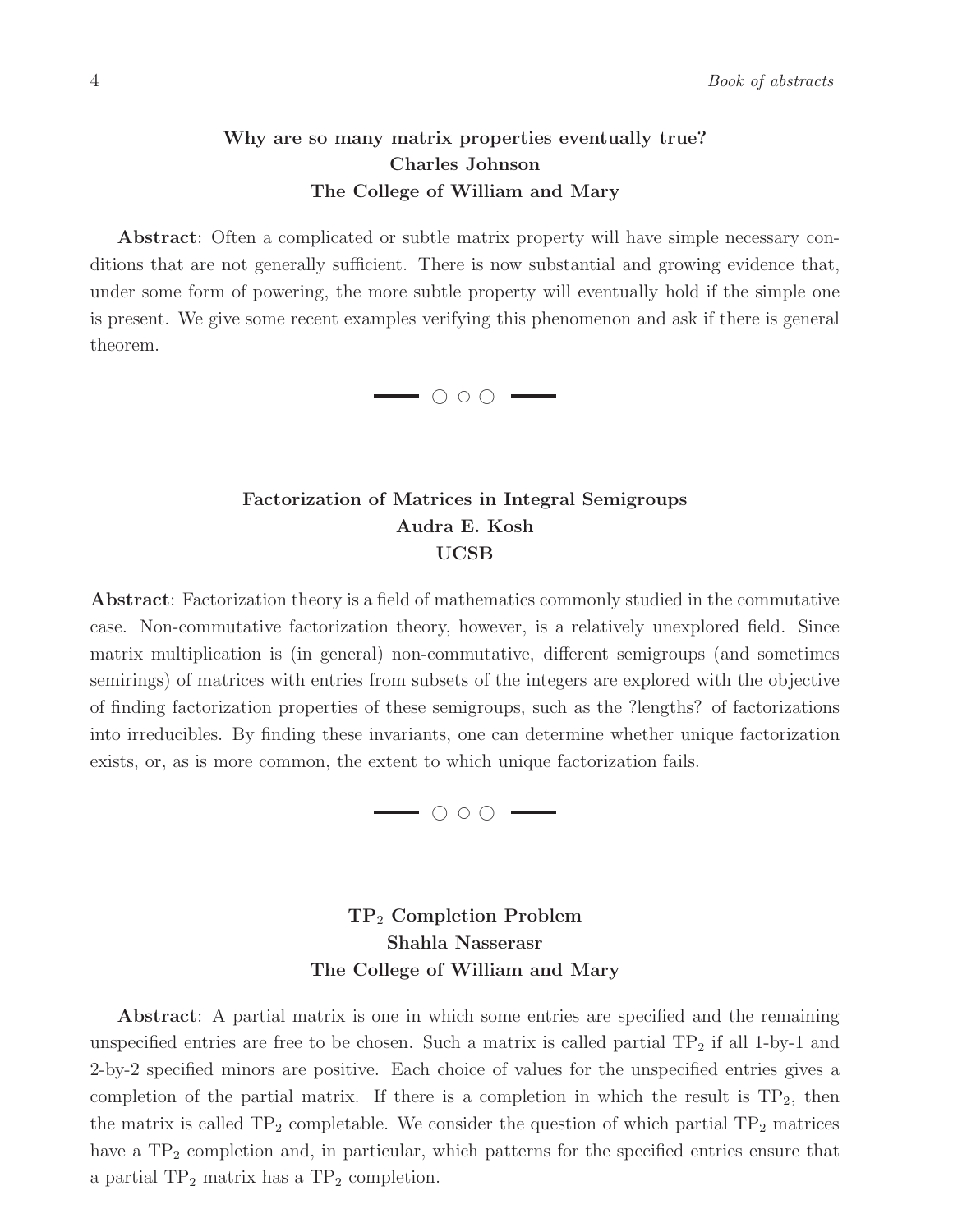### Why are so many matrix properties eventually true?
**Charles Johnson**
**The College of William and Mary**

**Abstract**: Often a complicated or subtle matrix property will have simple necessary conditions that are not generally sufficient. There is now substantial and growing evidence that, under some form of powering, the more subtle property will eventually hold if the simple one is present. We give some recent examples verifying this phenomenon and ask if there is general theorem.

— ○ ○ ○ —

### Factorization of Matrices in Integral Semigroups
**Audra E. Kosh**
**UCSB**

**Abstract**: Factorization theory is a field of mathematics commonly studied in the commutative case. Non-commutative factorization theory, however, is a relatively unexplored field. Since matrix multiplication is (in general) non-commutative, different semigroups (and sometimes semirings) of matrices with entries from subsets of the integers are explored with the objective of finding factorization properties of these semigroups, such as the ?lengths? of factorizations into irreducibles. By finding these invariants, one can determine whether unique factorization exists, or, as is more common, the extent to which unique factorization fails.

— ○ ○ ○ —

### $TP_2$ Completion Problem
**Shahla Nasserasr**
**The College of William and Mary**

**Abstract**: A partial matrix is one in which some entries are specified and the remaining unspecified entries are free to be chosen. Such a matrix is called partial $TP_2$ if all 1-by-1 and 2-by-2 specified minors are positive. Each choice of values for the unspecified entries gives a completion of the partial matrix. If there is a completion in which the result is $TP_2$, then the matrix is called $TP_2$ completable. We consider the question of which partial $TP_2$ matrices have a $TP_2$ completion and, in particular, which patterns for the specified entries ensure that a partial $TP_2$ matrix has a $TP_2$ completion.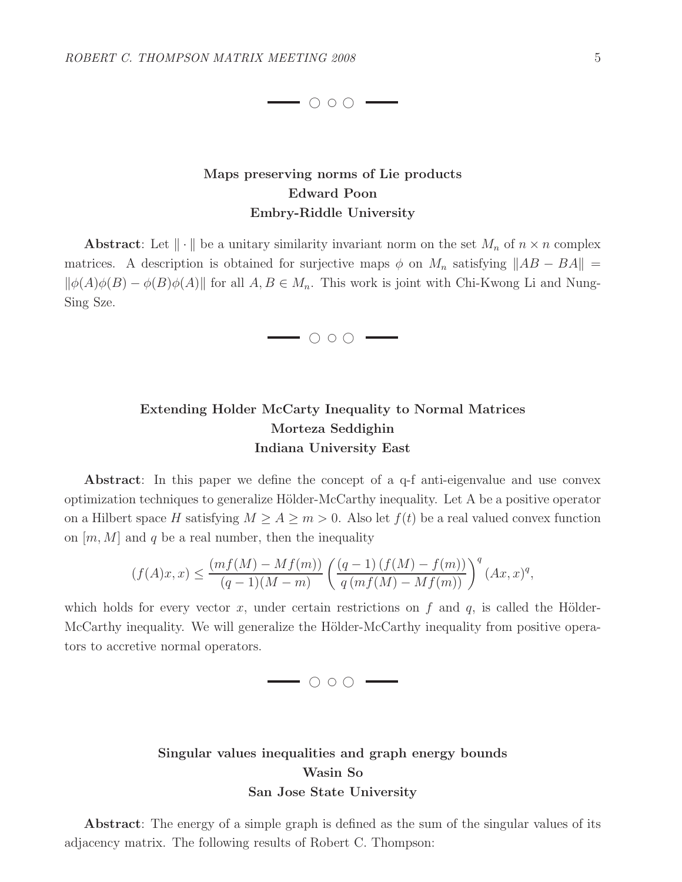— ○ ○ ○ —

### Maps preserving norms of Lie products
**Edward Poon**
**Embry-Riddle University**

**Abstract**: Let $\| \cdot \|$ be a unitary similarity invariant norm on the set $M_n$ of $n \times n$ complex matrices. A description is obtained for surjective maps $\phi$ on $M_n$ satisfying $\|AB - BA\| = \|\phi(A)\phi(B) - \phi(B)\phi(A)\|$ for all $A, B \in M_n$. This work is joint with Chi-Kwong Li and Nung-Sing Sze.

— ○ ○ ○ —

### Extending Holder McCarty Inequality to Normal Matrices
**Morteza Seddighin**
**Indiana University East**

**Abstract**: In this paper we define the concept of a q-f anti-eigenvalue and use convex optimization techniques to generalize Hölder-McCarthy inequality. Let A be a positive operator on a Hilbert space $H$ satisfying $M \geq A \geq m > 0$. Also let $f(t)$ be a real valued convex function on $[m, M]$ and $q$ be a real number, then the inequality

$$(f(A)x, x) \leq \frac{(mf(M) - Mf(m))}{(q-1)(M-m)} \left( \frac{(q-1)\,(f(M) - f(m))}{q\,(mf(M) - Mf(m))} \right)^q (Ax, x)^q,$$

which holds for every vector $x$, under certain restrictions on $f$ and $q$, is called the Hölder-McCarthy inequality. We will generalize the Hölder-McCarthy inequality from positive operators to accretive normal operators.

— ○ ○ ○ —

### Singular values inequalities and graph energy bounds
**Wasin So**
**San Jose State University**

**Abstract**: The energy of a simple graph is defined as the sum of the singular values of its adjacency matrix. The following results of Robert C. Thompson: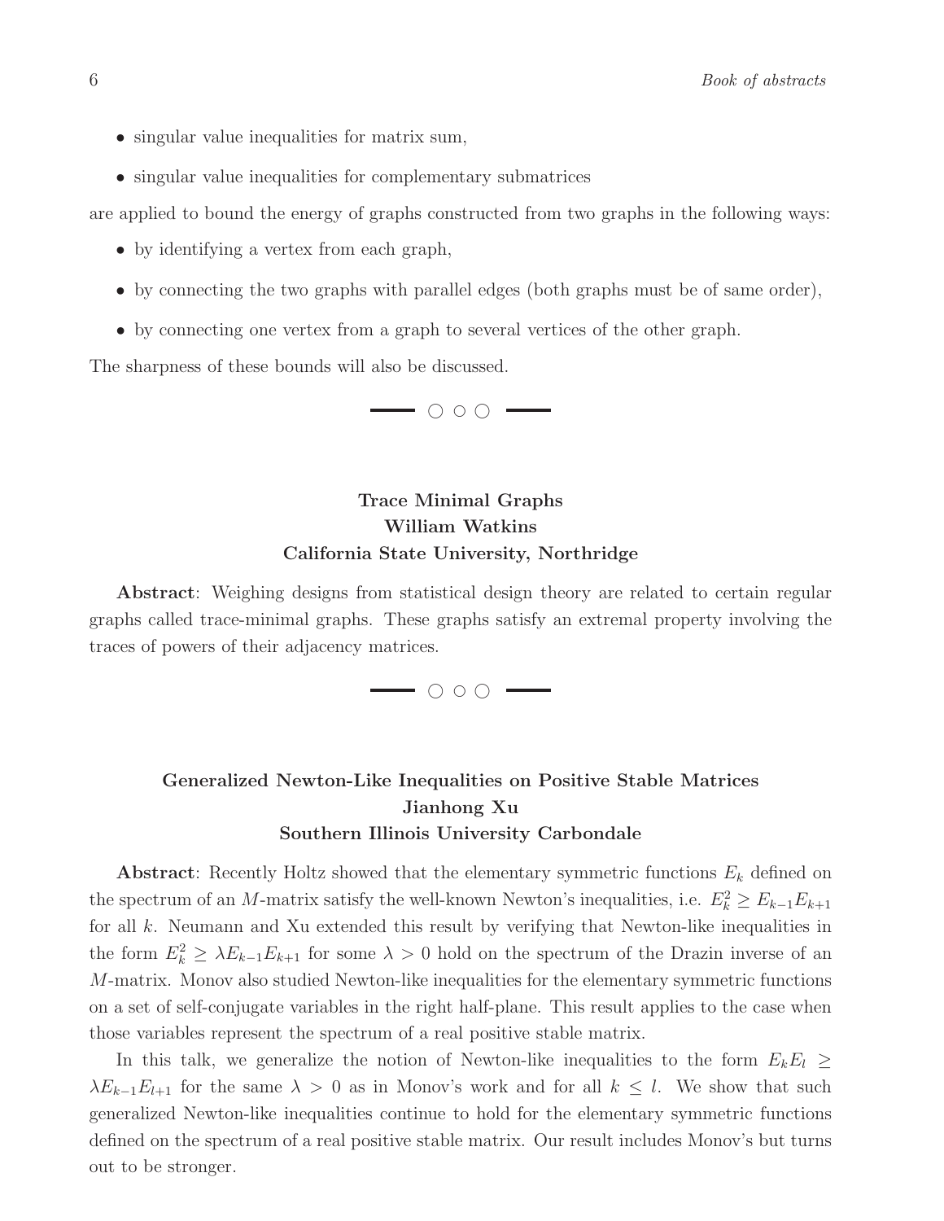- singular value inequalities for matrix sum,
- singular value inequalities for complementary submatrices

are applied to bound the energy of graphs constructed from two graphs in the following ways:

- by identifying a vertex from each graph,
- by connecting the two graphs with parallel edges (both graphs must be of same order),
- by connecting one vertex from a graph to several vertices of the other graph.

The sharpness of these bounds will also be discussed.

---

### Trace Minimal Graphs
**William Watkins**
**California State University, Northridge**

**Abstract**: Weighing designs from statistical design theory are related to certain regular graphs called trace-minimal graphs. These graphs satisfy an extremal property involving the traces of powers of their adjacency matrices.

---

### Generalized Newton-Like Inequalities on Positive Stable Matrices
**Jianhong Xu**
**Southern Illinois University Carbondale**

**Abstract**: Recently Holtz showed that the elementary symmetric functions $E_k$ defined on the spectrum of an $M$-matrix satisfy the well-known Newton's inequalities, i.e. $E_k^2 \geq E_{k-1}E_{k+1}$ for all $k$. Neumann and Xu extended this result by verifying that Newton-like inequalities in the form $E_k^2 \geq \lambda E_{k-1}E_{k+1}$ for some $\lambda > 0$ hold on the spectrum of the Drazin inverse of an $M$-matrix. Monov also studied Newton-like inequalities for the elementary symmetric functions on a set of self-conjugate variables in the right half-plane. This result applies to the case when those variables represent the spectrum of a real positive stable matrix.

In this talk, we generalize the notion of Newton-like inequalities to the form $E_kE_l \geq \lambda E_{k-1}E_{l+1}$ for the same $\lambda > 0$ as in Monov's work and for all $k \leq l$. We show that such generalized Newton-like inequalities continue to hold for the elementary symmetric functions defined on the spectrum of a real positive stable matrix. Our result includes Monov's but turns out to be stronger.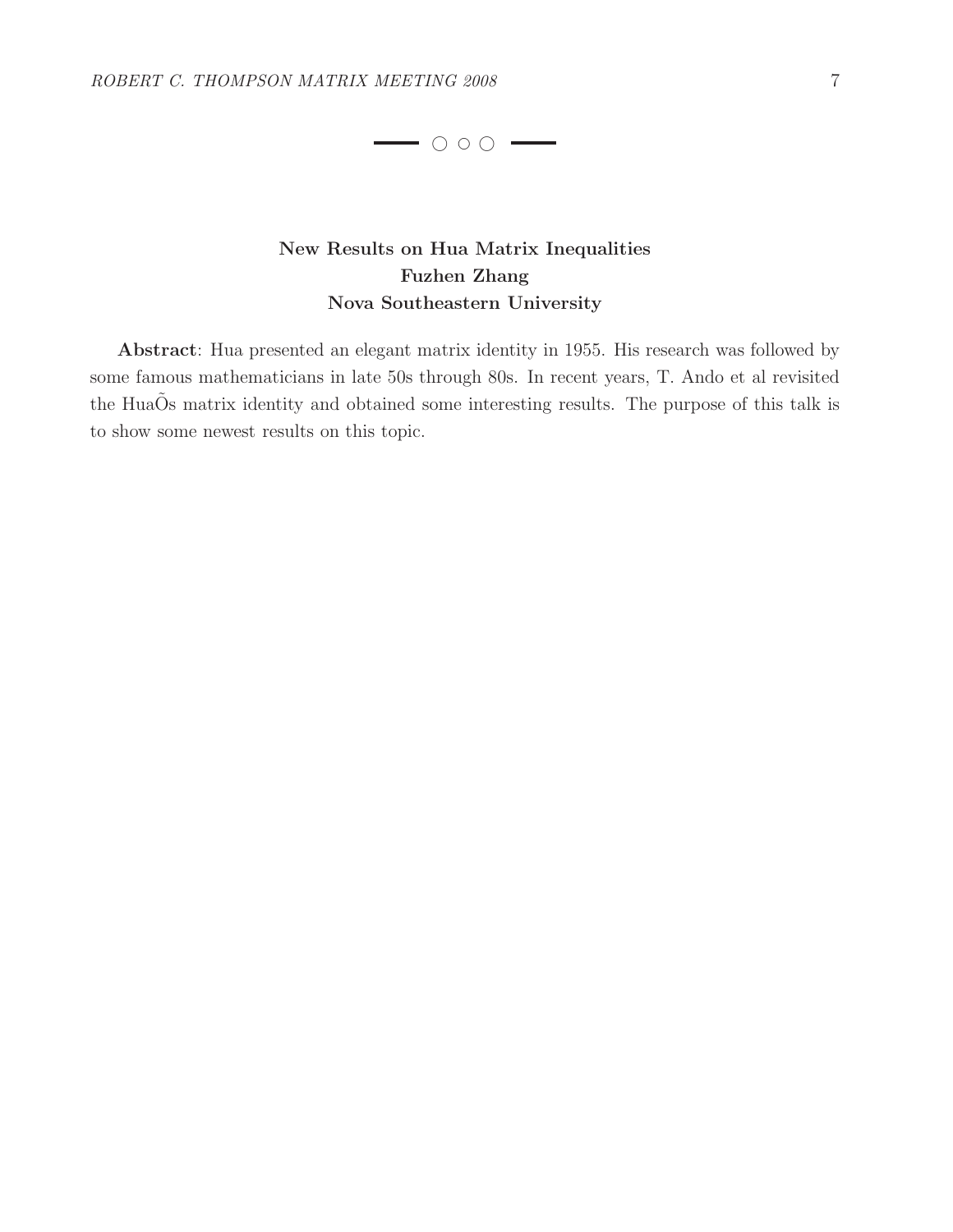## New Results on Hua Matrix Inequalities

**Fuzhen Zhang**

**Nova Southeastern University**

**Abstract**: Hua presented an elegant matrix identity in 1955. His research was followed by some famous mathematicians in late 50s through 80s. In recent years, T. Ando et al revisited the HuaÕs matrix identity and obtained some interesting results. The purpose of this talk is to show some newest results on this topic.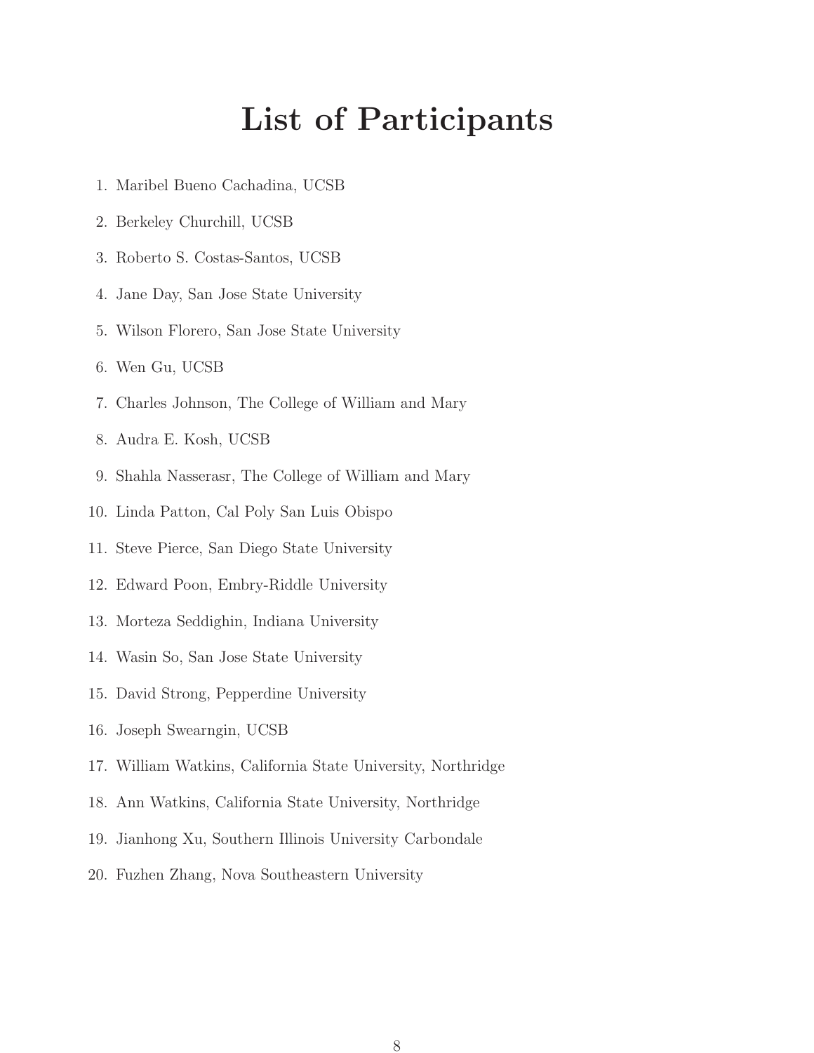# List of Participants

1. Maribel Bueno Cachadina, UCSB
2. Berkeley Churchill, UCSB
3. Roberto S. Costas-Santos, UCSB
4. Jane Day, San Jose State University
5. Wilson Florero, San Jose State University
6. Wen Gu, UCSB
7. Charles Johnson, The College of William and Mary
8. Audra E. Kosh, UCSB
9. Shahla Nasserasr, The College of William and Mary
10. Linda Patton, Cal Poly San Luis Obispo
11. Steve Pierce, San Diego State University
12. Edward Poon, Embry-Riddle University
13. Morteza Seddighin, Indiana University
14. Wasin So, San Jose State University
15. David Strong, Pepperdine University
16. Joseph Swearngin, UCSB
17. William Watkins, California State University, Northridge
18. Ann Watkins, California State University, Northridge
19. Jianhong Xu, Southern Illinois University Carbondale
20. Fuzhen Zhang, Nova Southeastern University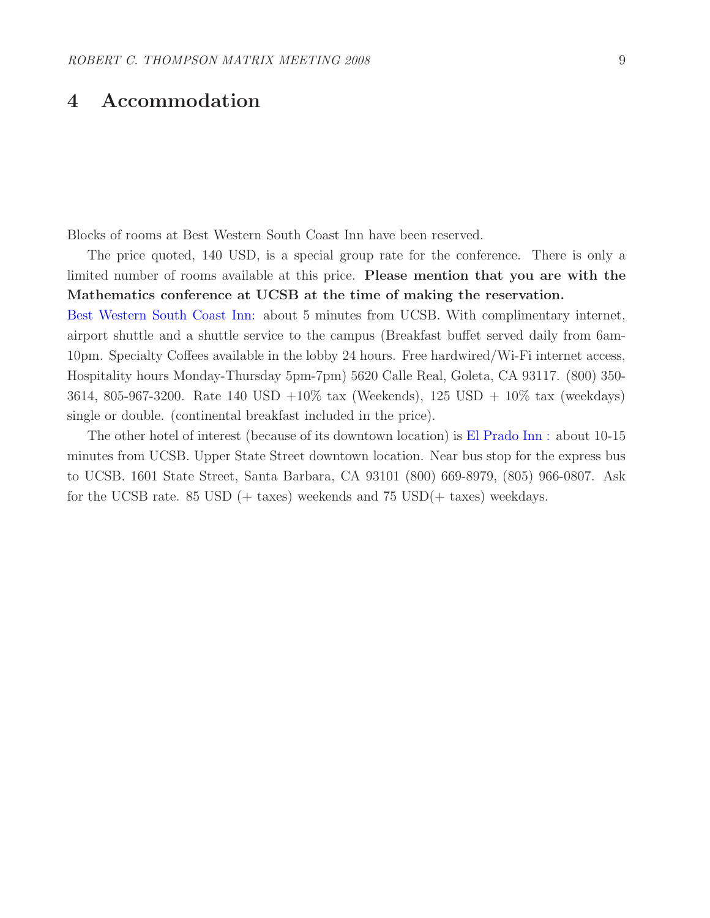# 4 Accommodation

Blocks of rooms at Best Western South Coast Inn have been reserved.

The price quoted, 140 USD, is a special group rate for the conference. There is only a limited number of rooms available at this price. **Please mention that you are with the Mathematics conference at UCSB at the time of making the reservation.**

Best Western South Coast Inn: about 5 minutes from UCSB. With complimentary internet, airport shuttle and a shuttle service to the campus (Breakfast buffet served daily from 6am-10pm. Specialty Coffees available in the lobby 24 hours. Free hardwired/Wi-Fi internet access, Hospitality hours Monday-Thursday 5pm-7pm) 5620 Calle Real, Goleta, CA 93117. (800) 350-3614, 805-967-3200. Rate 140 USD +10% tax (Weekends), 125 USD + 10% tax (weekdays) single or double. (continental breakfast included in the price).

The other hotel of interest (because of its downtown location) is El Prado Inn : about 10-15 minutes from UCSB. Upper State Street downtown location. Near bus stop for the express bus to UCSB. 1601 State Street, Santa Barbara, CA 93101 (800) 669-8979, (805) 966-0807. Ask for the UCSB rate. 85 USD (+ taxes) weekends and 75 USD(+ taxes) weekdays.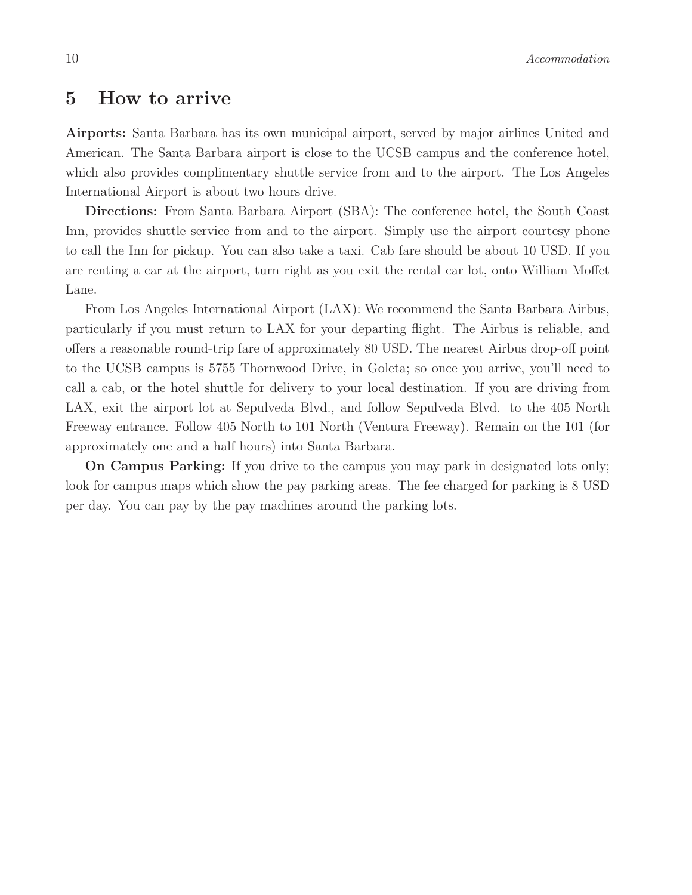# 5 How to arrive

**Airports:** Santa Barbara has its own municipal airport, served by major airlines United and American. The Santa Barbara airport is close to the UCSB campus and the conference hotel, which also provides complimentary shuttle service from and to the airport. The Los Angeles International Airport is about two hours drive.

**Directions:** From Santa Barbara Airport (SBA): The conference hotel, the South Coast Inn, provides shuttle service from and to the airport. Simply use the airport courtesy phone to call the Inn for pickup. You can also take a taxi. Cab fare should be about 10 USD. If you are renting a car at the airport, turn right as you exit the rental car lot, onto William Moffet Lane.

From Los Angeles International Airport (LAX): We recommend the Santa Barbara Airbus, particularly if you must return to LAX for your departing flight. The Airbus is reliable, and offers a reasonable round-trip fare of approximately 80 USD. The nearest Airbus drop-off point to the UCSB campus is 5755 Thornwood Drive, in Goleta; so once you arrive, you'll need to call a cab, or the hotel shuttle for delivery to your local destination. If you are driving from LAX, exit the airport lot at Sepulveda Blvd., and follow Sepulveda Blvd. to the 405 North Freeway entrance. Follow 405 North to 101 North (Ventura Freeway). Remain on the 101 (for approximately one and a half hours) into Santa Barbara.

**On Campus Parking:** If you drive to the campus you may park in designated lots only; look for campus maps which show the pay parking areas. The fee charged for parking is 8 USD per day. You can pay by the pay machines around the parking lots.